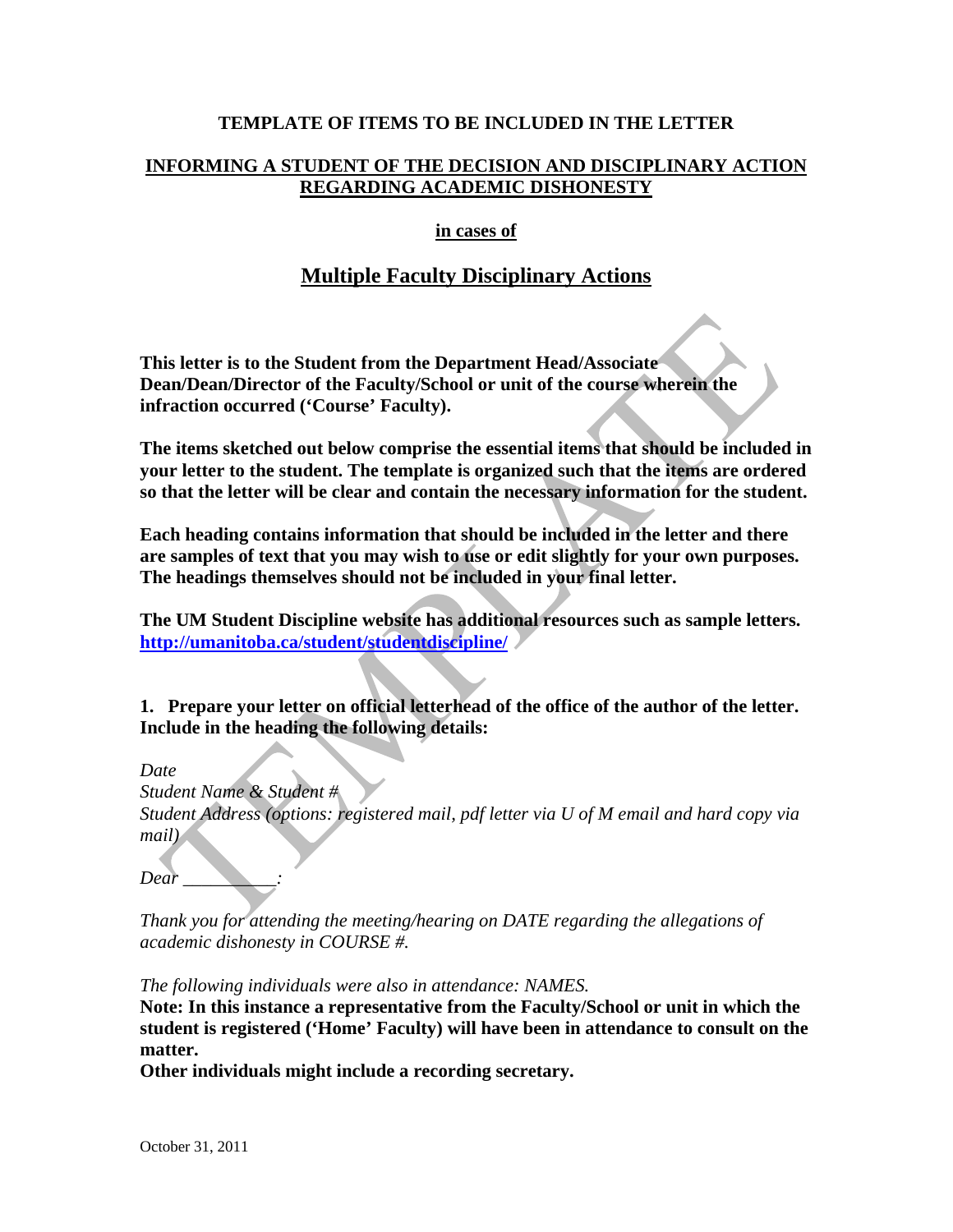**TEMPLATE OF ITEMS TO BE INCLUDED IN THE LETTER**

**INFORMING A STUDENT OF THE DECISION AND DISCIPLINARY ACTION REGARDING ACADEMIC DISHONESTY**

**in cases of**

# Multiple Faculty Disciplinary Actions

**This letter is to the Student from the Department Head/Associate Dean/Dean/Director of the Faculty/School or unit of the course wherein the infraction occurred ('Course' Faculty).**

**The items sketched out below comprise the essential items that should be included in your letter to the student. The template is organized such that the items are ordered so that the letter will be clear and contain the necessary information for the student.**

**Each heading contains information that should be included in the letter and there are samples of text that you may wish to use or edit slightly for your own purposes. The headings themselves should not be included in your final letter.**

**The UM Student Discipline website has additional resources such as sample letters.**
**http://umanitoba.ca/student/studentdiscipline/**

**1. Prepare your letter on official letterhead of the office of the author of the letter. Include in the heading the following details:**

*Date*
*Student Name & Student #*
*Student Address (options: registered mail, pdf letter via U of M email and hard copy via mail)*

*Dear __________:*

*Thank you for attending the meeting/hearing on DATE regarding the allegations of academic dishonesty in COURSE #.*

*The following individuals were also in attendance: NAMES.*
**Note: In this instance a representative from the Faculty/School or unit in which the student is registered ('Home' Faculty) will have been in attendance to consult on the matter.**
**Other individuals might include a recording secretary.**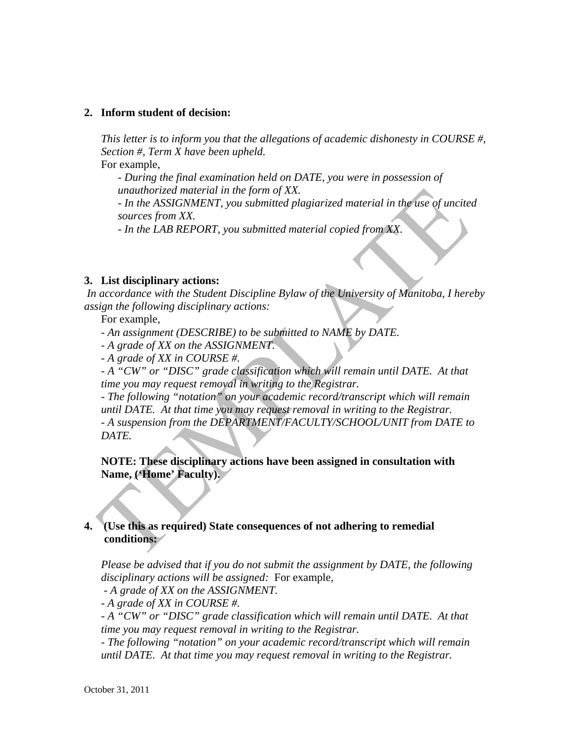2. **Inform student of decision:**

   *This letter is to inform you that the allegations of academic dishonesty in COURSE #, Section #, Term X have been upheld.*
   For example,

   - *During the final examination held on DATE, you were in possession of unauthorized material in the form of XX.*
   - *In the ASSIGNMENT, you submitted plagiarized material in the use of uncited sources from XX.*
   - *In the LAB REPORT, you submitted material copied from XX.*

3. **List disciplinary actions:**

*In accordance with the Student Discipline Bylaw of the University of Manitoba, I hereby assign the following disciplinary actions:*

   For example,

   - *An assignment (DESCRIBE) to be submitted to NAME by DATE.*
   - *A grade of XX on the ASSIGNMENT.*
   - *A grade of XX in COURSE #.*
   - *A "CW" or "DISC" grade classification which will remain until DATE. At that time you may request removal in writing to the Registrar.*
   - *The following "notation" on your academic record/transcript which will remain until DATE. At that time you may request removal in writing to the Registrar.*
   - *A suspension from the DEPARTMENT/FACULTY/SCHOOL/UNIT from DATE to DATE.*

   **NOTE: These disciplinary actions have been assigned in consultation with Name, ('Home' Faculty).**

4. **(Use this as required) State consequences of not adhering to remedial conditions:**

   *Please be advised that if you do not submit the assignment by DATE, the following disciplinary actions will be assigned:* For example,

   - *A grade of XX on the ASSIGNMENT.*
   - *A grade of XX in COURSE #.*
   - *A "CW" or "DISC" grade classification which will remain until DATE. At that time you may request removal in writing to the Registrar.*
   - *The following "notation" on your academic record/transcript which will remain until DATE. At that time you may request removal in writing to the Registrar.*

October 31, 2011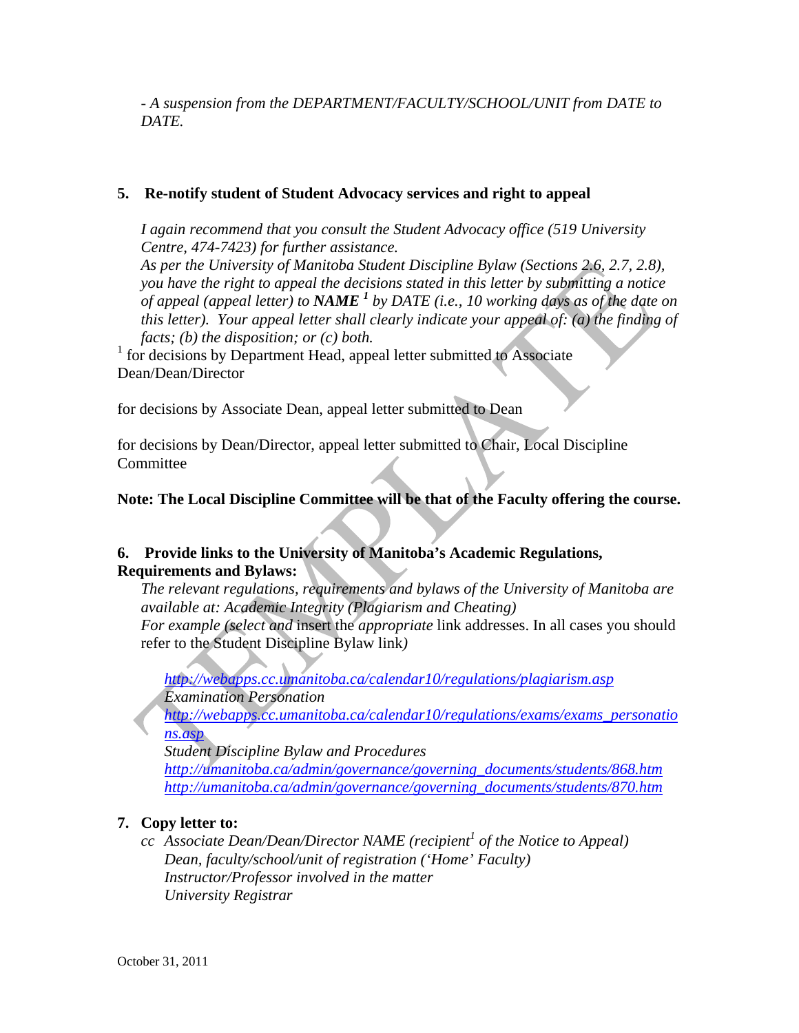*- A suspension from the DEPARTMENT/FACULTY/SCHOOL/UNIT from DATE to DATE.*

**5. Re-notify student of Student Advocacy services and right to appeal**

*I again recommend that you consult the Student Advocacy office (519 University Centre, 474-7423) for further assistance.*
*As per the University of Manitoba Student Discipline Bylaw (Sections 2.6, 2.7, 2.8), you have the right to appeal the decisions stated in this letter by submitting a notice of appeal (appeal letter) to* ***NAME*** [1] *by DATE (i.e., 10 working days as of the date on this letter). Your appeal letter shall clearly indicate your appeal of: (a) the finding of facts; (b) the disposition; or (c) both.*

[1] for decisions by Department Head, appeal letter submitted to Associate Dean/Dean/Director

for decisions by Associate Dean, appeal letter submitted to Dean

for decisions by Dean/Director, appeal letter submitted to Chair, Local Discipline Committee

**Note: The Local Discipline Committee will be that of the Faculty offering the course.**

**6. Provide links to the University of Manitoba's Academic Regulations, Requirements and Bylaws:**

*The relevant regulations, requirements and bylaws of the University of Manitoba are available at: Academic Integrity (Plagiarism and Cheating)*
*For example (select and* insert the *appropriate* link addresses. In all cases you should refer to the Student Discipline Bylaw link*)*

*http://webapps.cc.umanitoba.ca/calendar10/regulations/plagiarism.asp*
*Examination Personation*
*http://webapps.cc.umanitoba.ca/calendar10/regulations/exams/exams_personations.asp*
*Student Discipline Bylaw and Procedures*
*http://umanitoba.ca/admin/governance/governing_documents/students/868.htm*
*http://umanitoba.ca/admin/governance/governing_documents/students/870.htm*

**7. Copy letter to:**

*cc Associate Dean/Dean/Director NAME (recipient*[1] *of the Notice to Appeal)*
*Dean, faculty/school/unit of registration ('Home' Faculty)*
*Instructor/Professor involved in the matter*
*University Registrar*

October 31, 2011